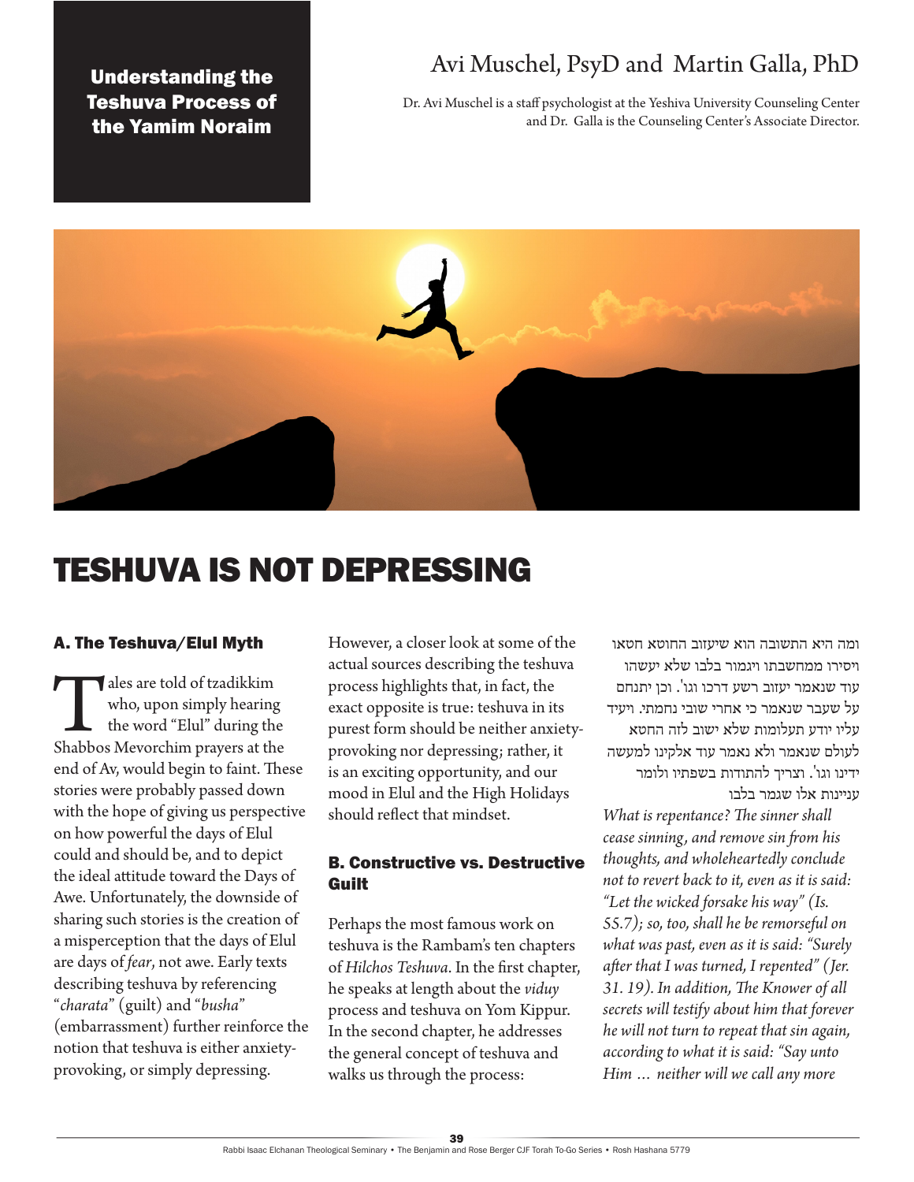**Understanding the Teshuva Process of the Yamim Noraim**

Avi Muschel, PsyD and Martin Galla, PhD

Dr. Avi Muschel is a staff psychologist at the Yeshiva University Counseling Center and Dr. Galla is the Counseling Center's Associate Director.

# TESHUVA IS NOT DEPRESSING

## A. The Teshuva/Elul Myth

Tales are told of tzadikkim who, upon simply hearing the word "Elul" during the Shabbos Mevorchim prayers at the end of Av, would begin to faint. These stories were probably passed down with the hope of giving us perspective on how powerful the days of Elul could and should be, and to depict the ideal attitude toward the Days of Awe. Unfortunately, the downside of sharing such stories is the creation of a misperception that the days of Elul are days of *fear*, not awe. Early texts describing teshuva by referencing "*charata*" (guilt) and "*busha*" (embarrassment) further reinforce the notion that teshuva is either anxiety-provoking, or simply depressing.

However, a closer look at some of the actual sources describing the teshuva process highlights that, in fact, the exact opposite is true: teshuva in its purest form should be neither anxiety-provoking nor depressing; rather, it is an exciting opportunity, and our mood in Elul and the High Holidays should reflect that mindset.

## B. Constructive vs. Destructive Guilt

Perhaps the most famous work on teshuva is the Rambam's ten chapters of *Hilchos Teshuva*. In the first chapter, he speaks at length about the *viduy* process and teshuva on Yom Kippur. In the second chapter, he addresses the general concept of teshuva and walks us through the process:

ומה היא התשובה הוא שיעזוב החוטא חטאו ויסירו ממחשבתו ויגמור בלבו שלא יעשהו עוד שנאמר יעזוב רשע דרכו וגו'. וכן יתנחם על שעבר שנאמר כי אחרי שובי נחמתי. ויעיד עליו יודע תעלומות שלא ישוב לזה החטא לעולם שנאמר ולא נאמר עוד אלקינו למעשה ידינו וגו'. וצריך להתודות בשפתיו ולומר עניינות אלו שגמר בלבו

*What is repentance? The sinner shall cease sinning, and remove sin from his thoughts, and wholeheartedly conclude not to revert back to it, even as it is said: "Let the wicked forsake his way" (Is. 55.7); so, too, shall he be remorseful on what was past, even as it is said: "Surely after that I was turned, I repented" (Jer. 31. 19). In addition, The Knower of all secrets will testify about him that forever he will not turn to repeat that sin again, according to what it is said: "Say unto Him … neither will we call any more*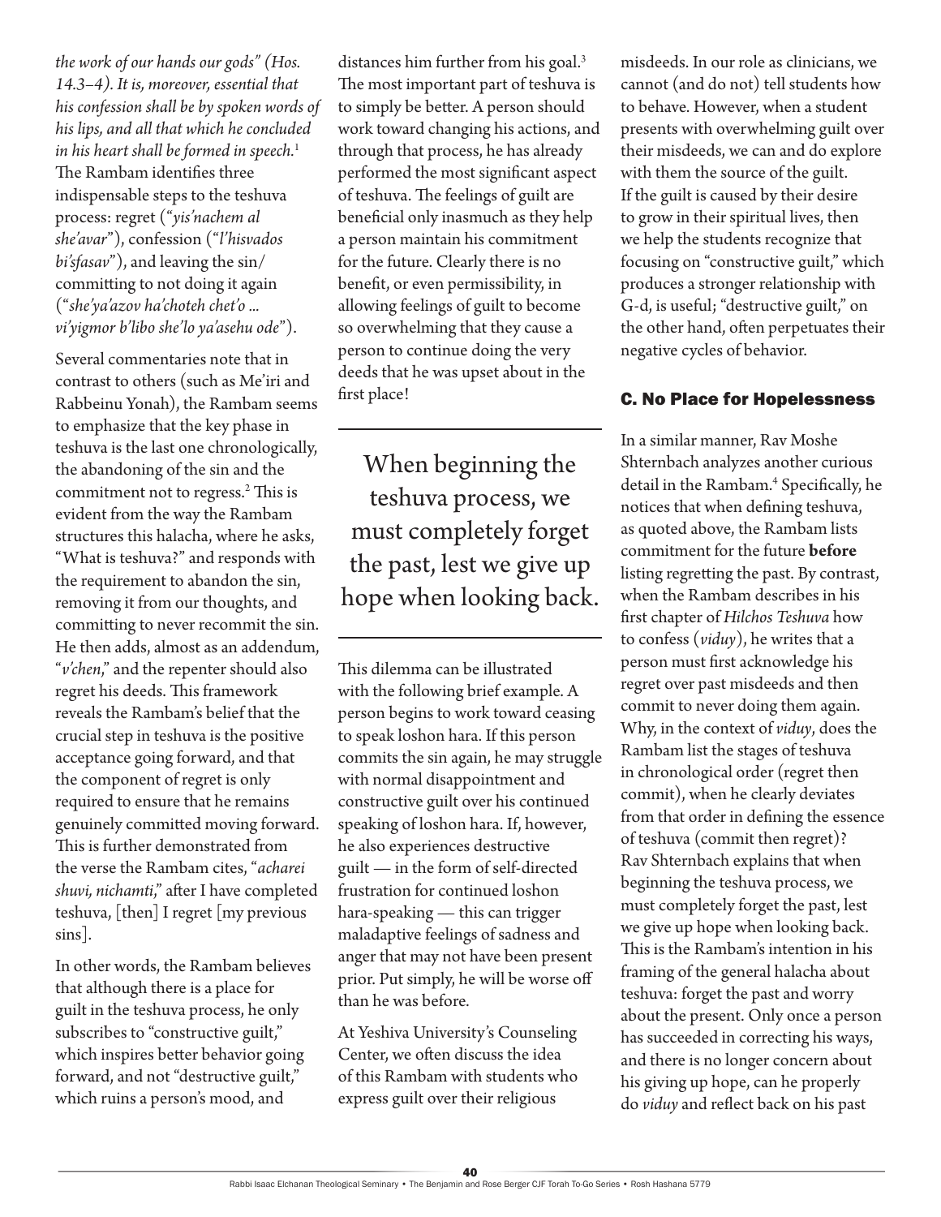*the work of our hands our gods" (Hos. 14.3–4). It is, moreover, essential that his confession shall be by spoken words of his lips, and all that which he concluded in his heart shall be formed in speech.*[1]

The Rambam identifies three indispensable steps to the teshuva process: regret ("*yis'nachem al she'avar*"), confession ("*l'hisvados bi'sfasav*"), and leaving the sin/committing to not doing it again ("*she'ya'azov ha'choteh chet'o ... vi'yigmor b'libo she'lo ya'asehu ode*").

Several commentaries note that in contrast to others (such as Me'iri and Rabbeinu Yonah), the Rambam seems to emphasize that the key phase in teshuva is the last one chronologically, the abandoning of the sin and the commitment not to regress.[2] This is evident from the way the Rambam structures this halacha, where he asks, "What is teshuva?" and responds with the requirement to abandon the sin, removing it from our thoughts, and committing to never recommit the sin. He then adds, almost as an addendum, "*v'chen*," and the repenter should also regret his deeds. This framework reveals the Rambam's belief that the crucial step in teshuva is the positive acceptance going forward, and that the component of regret is only required to ensure that he remains genuinely committed moving forward. This is further demonstrated from the verse the Rambam cites, "*acharei shuvi, nichamti*," after I have completed teshuva, [then] I regret [my previous sins].

In other words, the Rambam believes that although there is a place for guilt in the teshuva process, he only subscribes to "constructive guilt," which inspires better behavior going forward, and not "destructive guilt," which ruins a person's mood, and distances him further from his goal.[3] The most important part of teshuva is to simply be better. A person should work toward changing his actions, and through that process, he has already performed the most significant aspect of teshuva. The feelings of guilt are beneficial only inasmuch as they help a person maintain his commitment for the future. Clearly there is no benefit, or even permissibility, in allowing feelings of guilt to become so overwhelming that they cause a person to continue doing the very deeds that he was upset about in the first place!

> When beginning the teshuva process, we must completely forget the past, lest we give up hope when looking back.

This dilemma can be illustrated with the following brief example. A person begins to work toward ceasing to speak loshon hara. If this person commits the sin again, he may struggle with normal disappointment and constructive guilt over his continued speaking of loshon hara. If, however, he also experiences destructive guilt — in the form of self-directed frustration for continued loshon hara-speaking — this can trigger maladaptive feelings of sadness and anger that may not have been present prior. Put simply, he will be worse off than he was before.

At Yeshiva University's Counseling Center, we often discuss the idea of this Rambam with students who express guilt over their religious misdeeds. In our role as clinicians, we cannot (and do not) tell students how to behave. However, when a student presents with overwhelming guilt over their misdeeds, we can and do explore with them the source of the guilt. If the guilt is caused by their desire to grow in their spiritual lives, then we help the students recognize that focusing on "constructive guilt," which produces a stronger relationship with G-d, is useful; "destructive guilt," on the other hand, often perpetuates their negative cycles of behavior.

## C. No Place for Hopelessness

In a similar manner, Rav Moshe Shternbach analyzes another curious detail in the Rambam.[4] Specifically, he notices that when defining teshuva, as quoted above, the Rambam lists commitment for the future **before** listing regretting the past. By contrast, when the Rambam describes in his first chapter of *Hilchos Teshuva* how to confess (*viduy*), he writes that a person must first acknowledge his regret over past misdeeds and then commit to never doing them again. Why, in the context of *viduy*, does the Rambam list the stages of teshuva in chronological order (regret then commit), when he clearly deviates from that order in defining the essence of teshuva (commit then regret)? Rav Shternbach explains that when beginning the teshuva process, we must completely forget the past, lest we give up hope when looking back. This is the Rambam's intention in his framing of the general halacha about teshuva: forget the past and worry about the present. Only once a person has succeeded in correcting his ways, and there is no longer concern about his giving up hope, can he properly do *viduy* and reflect back on his past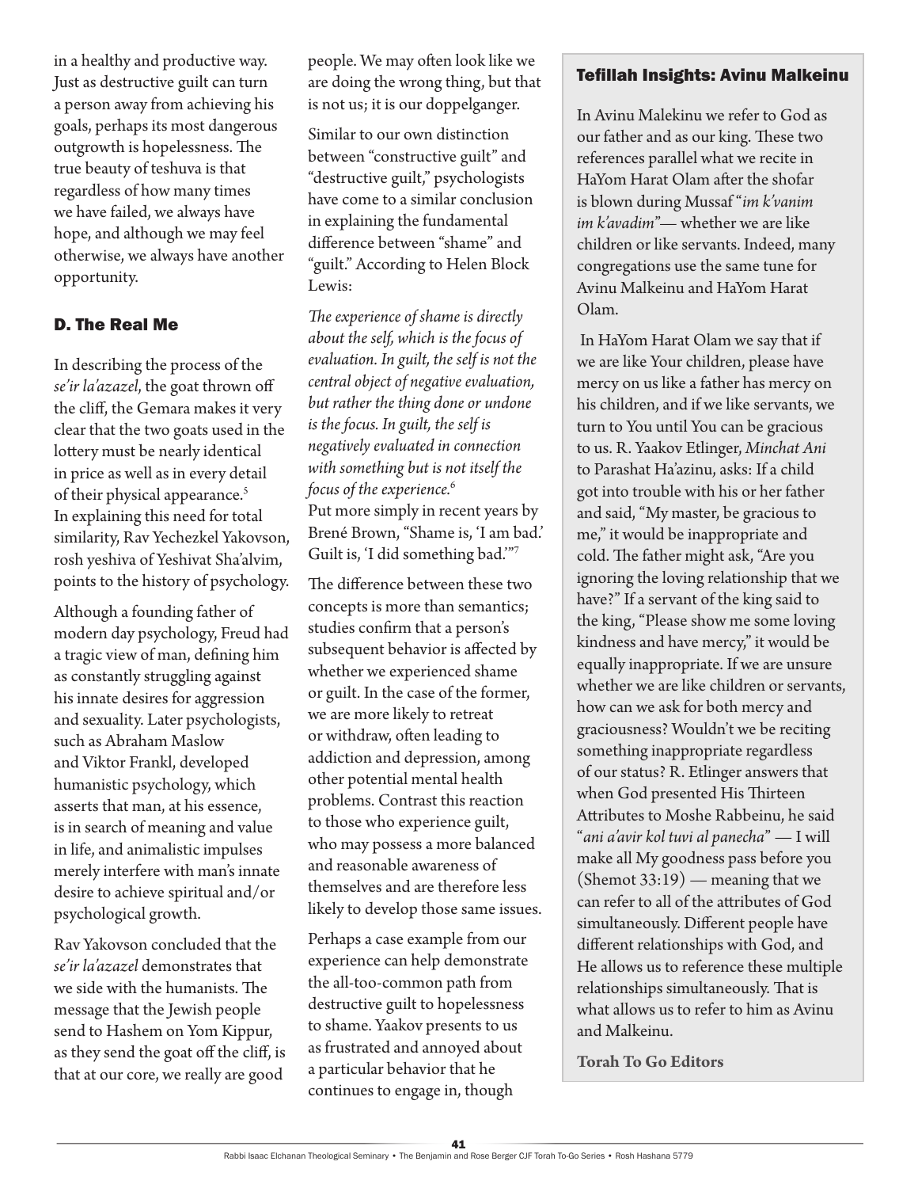in a healthy and productive way. Just as destructive guilt can turn a person away from achieving his goals, perhaps its most dangerous outgrowth is hopelessness. The true beauty of teshuva is that regardless of how many times we have failed, we always have hope, and although we may feel otherwise, we always have another opportunity.

## D. The Real Me

In describing the process of the *se'ir la'azazel*, the goat thrown off the cliff, the Gemara makes it very clear that the two goats used in the lottery must be nearly identical in price as well as in every detail of their physical appearance.[5] In explaining this need for total similarity, Rav Yechezkel Yakovson, rosh yeshiva of Yeshivat Sha'alvim, points to the history of psychology.

Although a founding father of modern day psychology, Freud had a tragic view of man, defining him as constantly struggling against his innate desires for aggression and sexuality. Later psychologists, such as Abraham Maslow and Viktor Frankl, developed humanistic psychology, which asserts that man, at his essence, is in search of meaning and value in life, and animalistic impulses merely interfere with man's innate desire to achieve spiritual and/or psychological growth.

Rav Yakovson concluded that the *se'ir la'azazel* demonstrates that we side with the humanists. The message that the Jewish people send to Hashem on Yom Kippur, as they send the goat off the cliff, is that at our core, we really are good people. We may often look like we are doing the wrong thing, but that is not us; it is our doppelganger.

Similar to our own distinction between "constructive guilt" and "destructive guilt," psychologists have come to a similar conclusion in explaining the fundamental difference between "shame" and "guilt." According to Helen Block Lewis:

*The experience of shame is directly about the self, which is the focus of evaluation. In guilt, the self is not the central object of negative evaluation, but rather the thing done or undone is the focus. In guilt, the self is negatively evaluated in connection with something but is not itself the focus of the experience.*[6]

Put more simply in recent years by Brené Brown, "Shame is, 'I am bad.' Guilt is, 'I did something bad.'"[7]

The difference between these two concepts is more than semantics; studies confirm that a person's subsequent behavior is affected by whether we experienced shame or guilt. In the case of the former, we are more likely to retreat or withdraw, often leading to addiction and depression, among other potential mental health problems. Contrast this reaction to those who experience guilt, who may possess a more balanced and reasonable awareness of themselves and are therefore less likely to develop those same issues.

Perhaps a case example from our experience can help demonstrate the all-too-common path from destructive guilt to hopelessness to shame. Yaakov presents to us as frustrated and annoyed about a particular behavior that he continues to engage in, though

### Tefillah Insights: Avinu Malkeinu

In Avinu Malekinu we refer to God as our father and as our king. These two references parallel what we recite in HaYom Harat Olam after the shofar is blown during Mussaf "*im k'vanim im k'avadim*"— whether we are like children or like servants. Indeed, many congregations use the same tune for Avinu Malkeinu and HaYom Harat Olam.

In HaYom Harat Olam we say that if we are like Your children, please have mercy on us like a father has mercy on his children, and if we like servants, we turn to You until You can be gracious to us. R. Yaakov Etlinger, *Minchat Ani* to Parashat Ha'azinu, asks: If a child got into trouble with his or her father and said, "My master, be gracious to me," it would be inappropriate and cold. The father might ask, "Are you ignoring the loving relationship that we have?" If a servant of the king said to the king, "Please show me some loving kindness and have mercy," it would be equally inappropriate. If we are unsure whether we are like children or servants, how can we ask for both mercy and graciousness? Wouldn't we be reciting something inappropriate regardless of our status? R. Etlinger answers that when God presented His Thirteen Attributes to Moshe Rabbeinu, he said "*ani a'avir kol tuvi al panecha*" — I will make all My goodness pass before you (Shemot 33:19) — meaning that we can refer to all of the attributes of God simultaneously. Different people have different relationships with God, and He allows us to reference these multiple relationships simultaneously. That is what allows us to refer to him as Avinu and Malkeinu.

**Torah To Go Editors**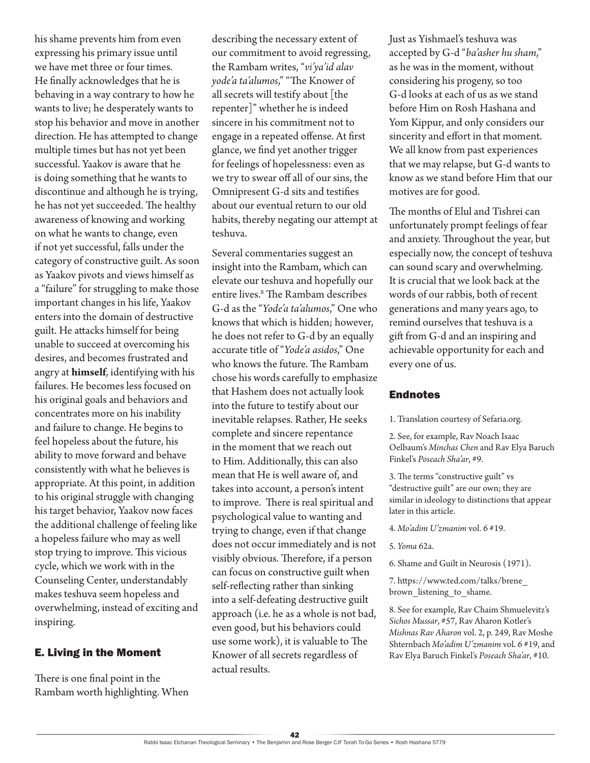his shame prevents him from even expressing his primary issue until we have met three or four times. He finally acknowledges that he is behaving in a way contrary to how he wants to live; he desperately wants to stop his behavior and move in another direction. He has attempted to change multiple times but has not yet been successful. Yaakov is aware that he is doing something that he wants to discontinue and although he is trying, he has not yet succeeded. The healthy awareness of knowing and working on what he wants to change, even if not yet successful, falls under the category of constructive guilt. As soon as Yaakov pivots and views himself as a "failure" for struggling to make those important changes in his life, Yaakov enters into the domain of destructive guilt. He attacks himself for being unable to succeed at overcoming his desires, and becomes frustrated and angry at **himself**, identifying with his failures. He becomes less focused on his original goals and behaviors and concentrates more on his inability and failure to change. He begins to feel hopeless about the future, his ability to move forward and behave consistently with what he believes is appropriate. At this point, in addition to his original struggle with changing his target behavior, Yaakov now faces the additional challenge of feeling like a hopeless failure who may as well stop trying to improve. This vicious cycle, which we work with in the Counseling Center, understandably makes teshuva seem hopeless and overwhelming, instead of exciting and inspiring.

## E. Living in the Moment

There is one final point in the Rambam worth highlighting. When describing the necessary extent of our commitment to avoid regressing, the Rambam writes, "*vi'ya'id alav yode'a ta'alumos*," "The Knower of all secrets will testify about [the repenter]" whether he is indeed sincere in his commitment not to engage in a repeated offense. At first glance, we find yet another trigger for feelings of hopelessness: even as we try to swear off all of our sins, the Omnipresent G-d sits and testifies about our eventual return to our old habits, thereby negating our attempt at teshuva.

Several commentaries suggest an insight into the Rambam, which can elevate our teshuva and hopefully our entire lives.[8] The Rambam describes G-d as the "*Yode'a ta'alumos*," One who knows that which is hidden; however, he does not refer to G-d by an equally accurate title of "*Yode'a asidos*," One who knows the future. The Rambam chose his words carefully to emphasize that Hashem does not actually look into the future to testify about our inevitable relapses. Rather, He seeks complete and sincere repentance in the moment that we reach out to Him. Additionally, this can also mean that He is well aware of, and takes into account, a person's intent to improve. There is real spiritual and psychological value to wanting and trying to change, even if that change does not occur immediately and is not visibly obvious. Therefore, if a person can focus on constructive guilt when self-reflecting rather than sinking into a self-defeating destructive guilt approach (i.e. he as a whole is not bad, even good, but his behaviors could use some work), it is valuable to The Knower of all secrets regardless of actual results.

Just as Yishmael's teshuva was accepted by G-d "*ba'asher hu sham*," as he was in the moment, without considering his progeny, so too G-d looks at each of us as we stand before Him on Rosh Hashana and Yom Kippur, and only considers our sincerity and effort in that moment. We all know from past experiences that we may relapse, but G-d wants to know as we stand before Him that our motives are for good.

The months of Elul and Tishrei can unfortunately prompt feelings of fear and anxiety. Throughout the year, but especially now, the concept of teshuva can sound scary and overwhelming. It is crucial that we look back at the words of our rabbis, both of recent generations and many years ago, to remind ourselves that teshuva is a gift from G-d and an inspiring and achievable opportunity for each and every one of us.

## Endnotes

1. Translation courtesy of Sefaria.org.

2. See, for example, Rav Noach Isaac Oelbaum's *Minchas Chen* and Rav Elya Baruch Finkel's *Poseach Sha'ar*, #9.

3. The terms "constructive guilt" vs "destructive guilt" are our own; they are similar in ideology to distinctions that appear later in this article.

4. *Mo'adim U'zmanim* vol. 6 #19.

5. *Yoma* 62a.

6. Shame and Guilt in Neurosis (1971).

7. https://www.ted.com/talks/brene_brown_listening_to_shame.

8. See for example, Rav Chaim Shmuelevitz's *Sichos Mussar*, #57, Rav Aharon Kotler's *Mishnas Rav Aharon* vol. 2, p. 249, Rav Moshe Shternbach *Mo'adim U'zmanim* vol. 6 #19, and Rav Elya Baruch Finkel's *Poseach Sha'ar*, #10.